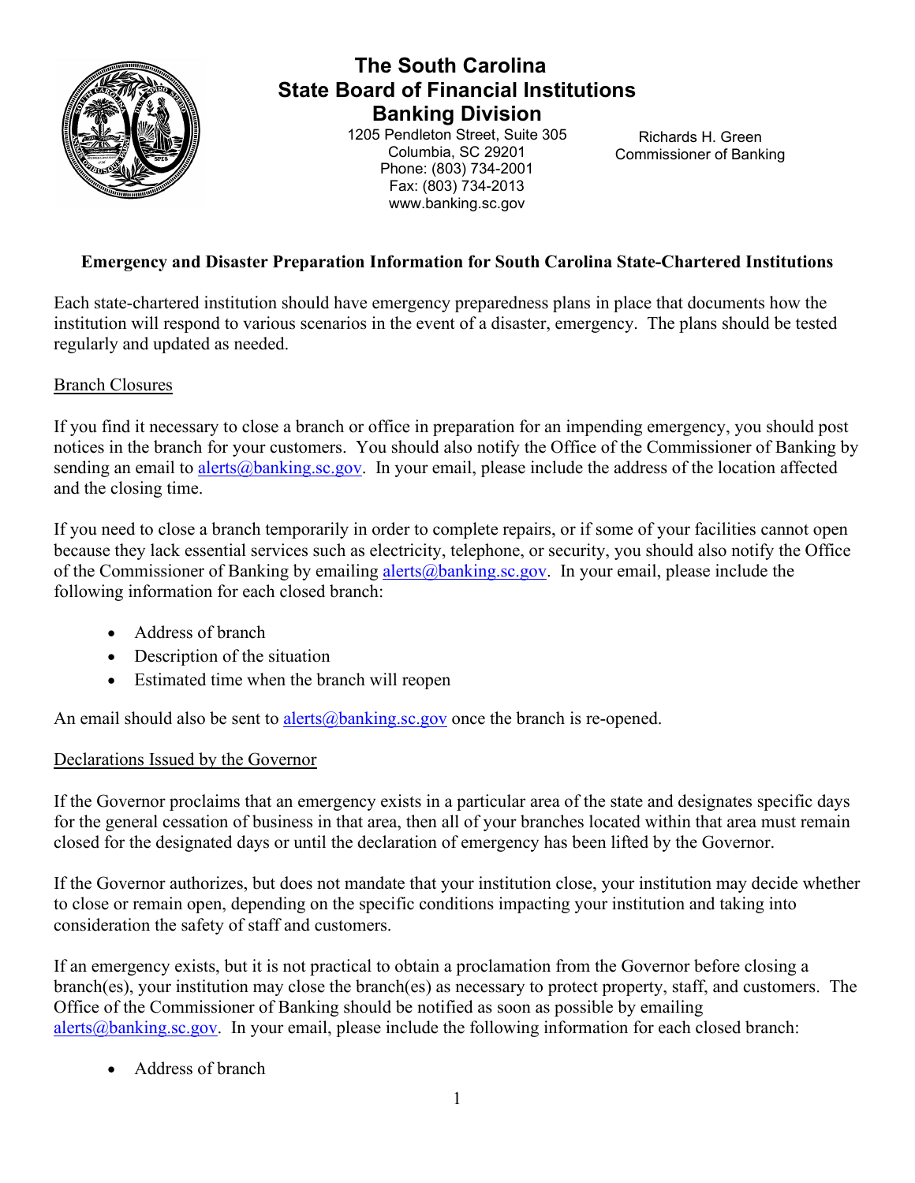# The South Carolina State Board of Financial Institutions Banking Division

1205 Pendleton Street, Suite 305
Columbia, SC 29201
Phone: (803) 734-2001
Fax: (803) 734-2013
www.banking.sc.gov

Richards H. Green
Commissioner of Banking

## Emergency and Disaster Preparation Information for South Carolina State-Chartered Institutions

Each state-chartered institution should have emergency preparedness plans in place that documents how the institution will respond to various scenarios in the event of a disaster, emergency. The plans should be tested regularly and updated as needed.

### Branch Closures

If you find it necessary to close a branch or office in preparation for an impending emergency, you should post notices in the branch for your customers. You should also notify the Office of the Commissioner of Banking by sending an email to alerts@banking.sc.gov. In your email, please include the address of the location affected and the closing time.

If you need to close a branch temporarily in order to complete repairs, or if some of your facilities cannot open because they lack essential services such as electricity, telephone, or security, you should also notify the Office of the Commissioner of Banking by emailing alerts@banking.sc.gov. In your email, please include the following information for each closed branch:

- Address of branch
- Description of the situation
- Estimated time when the branch will reopen

An email should also be sent to alerts@banking.sc.gov once the branch is re-opened.

### Declarations Issued by the Governor

If the Governor proclaims that an emergency exists in a particular area of the state and designates specific days for the general cessation of business in that area, then all of your branches located within that area must remain closed for the designated days or until the declaration of emergency has been lifted by the Governor.

If the Governor authorizes, but does not mandate that your institution close, your institution may decide whether to close or remain open, depending on the specific conditions impacting your institution and taking into consideration the safety of staff and customers.

If an emergency exists, but it is not practical to obtain a proclamation from the Governor before closing a branch(es), your institution may close the branch(es) as necessary to protect property, staff, and customers. The Office of the Commissioner of Banking should be notified as soon as possible by emailing alerts@banking.sc.gov. In your email, please include the following information for each closed branch:

- Address of branch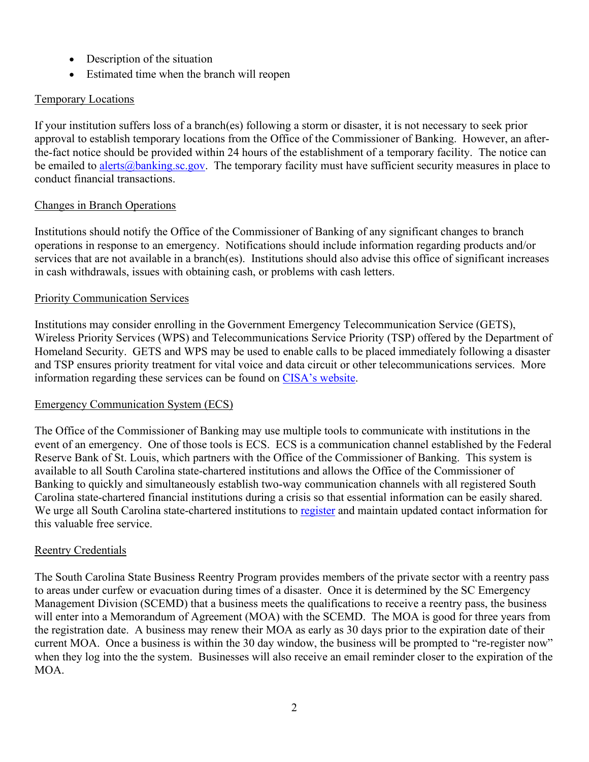- Description of the situation
- Estimated time when the branch will reopen

## Temporary Locations

If your institution suffers loss of a branch(es) following a storm or disaster, it is not necessary to seek prior approval to establish temporary locations from the Office of the Commissioner of Banking. However, an after-the-fact notice should be provided within 24 hours of the establishment of a temporary facility. The notice can be emailed to [alerts@banking.sc.gov](mailto:alerts@banking.sc.gov). The temporary facility must have sufficient security measures in place to conduct financial transactions.

## Changes in Branch Operations

Institutions should notify the Office of the Commissioner of Banking of any significant changes to branch operations in response to an emergency. Notifications should include information regarding products and/or services that are not available in a branch(es). Institutions should also advise this office of significant increases in cash withdrawals, issues with obtaining cash, or problems with cash letters.

## Priority Communication Services

Institutions may consider enrolling in the Government Emergency Telecommunication Service (GETS), Wireless Priority Services (WPS) and Telecommunications Service Priority (TSP) offered by the Department of Homeland Security. GETS and WPS may be used to enable calls to be placed immediately following a disaster and TSP ensures priority treatment for vital voice and data circuit or other telecommunications services. More information regarding these services can be found on CISA's website.

## Emergency Communication System (ECS)

The Office of the Commissioner of Banking may use multiple tools to communicate with institutions in the event of an emergency. One of those tools is ECS. ECS is a communication channel established by the Federal Reserve Bank of St. Louis, which partners with the Office of the Commissioner of Banking. This system is available to all South Carolina state-chartered institutions and allows the Office of the Commissioner of Banking to quickly and simultaneously establish two-way communication channels with all registered South Carolina state-chartered financial institutions during a crisis so that essential information can be easily shared. We urge all South Carolina state-chartered institutions to register and maintain updated contact information for this valuable free service.

## Reentry Credentials

The South Carolina State Business Reentry Program provides members of the private sector with a reentry pass to areas under curfew or evacuation during times of a disaster. Once it is determined by the SC Emergency Management Division (SCEMD) that a business meets the qualifications to receive a reentry pass, the business will enter into a Memorandum of Agreement (MOA) with the SCEMD. The MOA is good for three years from the registration date. A business may renew their MOA as early as 30 days prior to the expiration date of their current MOA. Once a business is within the 30 day window, the business will be prompted to "re-register now" when they log into the the system. Businesses will also receive an email reminder closer to the expiration of the MOA.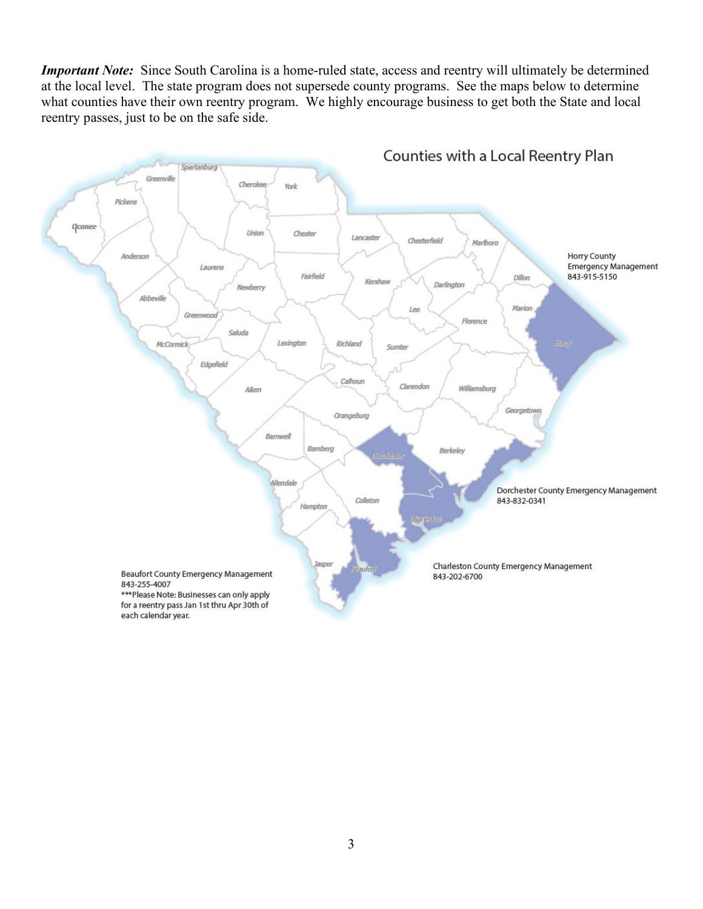***Important Note:*** Since South Carolina is a home-ruled state, access and reentry will ultimately be determined at the local level. The state program does not supersede county programs. See the maps below to determine what counties have their own reentry program. We highly encourage business to get both the State and local reentry passes, just to be on the safe side.

**Counties with a Local Reentry Plan**

Horry County Emergency Management
843-915-5150

Dorchester County Emergency Management
843-832-0341

Charleston County Emergency Management
843-202-6700

Beaufort County Emergency Management
843-255-4007
***Please Note: Businesses can only apply for a reentry pass Jan 1st thru Apr 30th of each calendar year.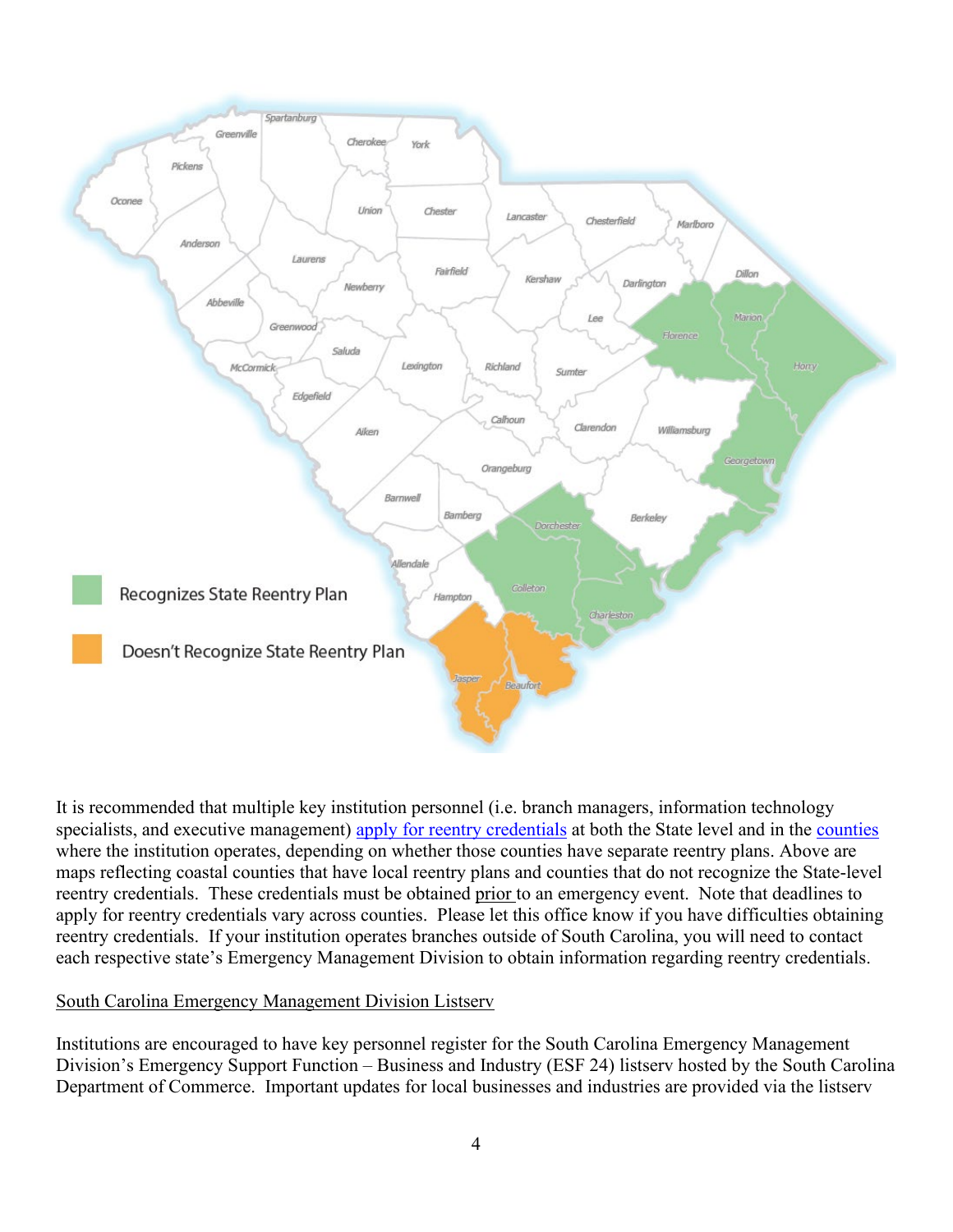It is recommended that multiple key institution personnel (i.e. branch managers, information technology specialists, and executive management) apply for reentry credentials at both the State level and in the counties where the institution operates, depending on whether those counties have separate reentry plans. Above are maps reflecting coastal counties that have local reentry plans and counties that do not recognize the State-level reentry credentials. These credentials must be obtained prior to an emergency event. Note that deadlines to apply for reentry credentials vary across counties. Please let this office know if you have difficulties obtaining reentry credentials. If your institution operates branches outside of South Carolina, you will need to contact each respective state's Emergency Management Division to obtain information regarding reentry credentials.

South Carolina Emergency Management Division Listserv

Institutions are encouraged to have key personnel register for the South Carolina Emergency Management Division's Emergency Support Function – Business and Industry (ESF 24) listserv hosted by the South Carolina Department of Commerce. Important updates for local businesses and industries are provided via the listserv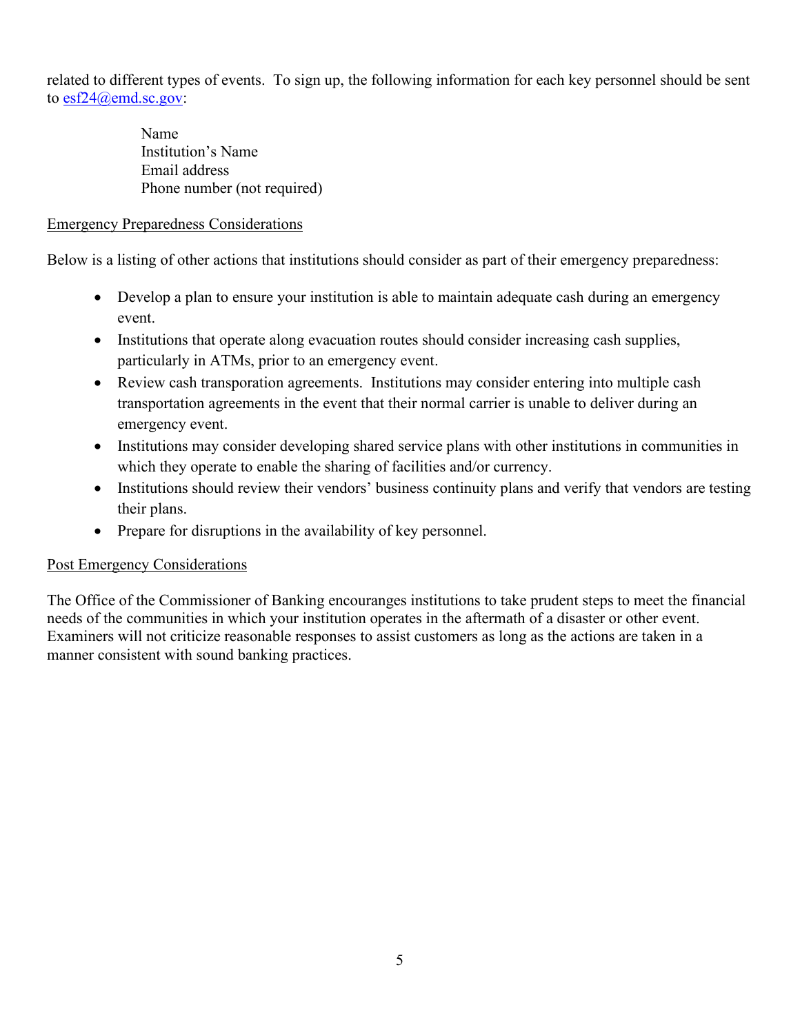related to different types of events. To sign up, the following information for each key personnel should be sent to esf24@emd.sc.gov:

Name
Institution's Name
Email address
Phone number (not required)

Emergency Preparedness Considerations

Below is a listing of other actions that institutions should consider as part of their emergency preparedness:

- Develop a plan to ensure your institution is able to maintain adequate cash during an emergency event.
- Institutions that operate along evacuation routes should consider increasing cash supplies, particularly in ATMs, prior to an emergency event.
- Review cash transporation agreements. Institutions may consider entering into multiple cash transportation agreements in the event that their normal carrier is unable to deliver during an emergency event.
- Institutions may consider developing shared service plans with other institutions in communities in which they operate to enable the sharing of facilities and/or currency.
- Institutions should review their vendors' business continuity plans and verify that vendors are testing their plans.
- Prepare for disruptions in the availability of key personnel.

Post Emergency Considerations

The Office of the Commissioner of Banking encouranges institutions to take prudent steps to meet the financial needs of the communities in which your institution operates in the aftermath of a disaster or other event. Examiners will not criticize reasonable responses to assist customers as long as the actions are taken in a manner consistent with sound banking practices.